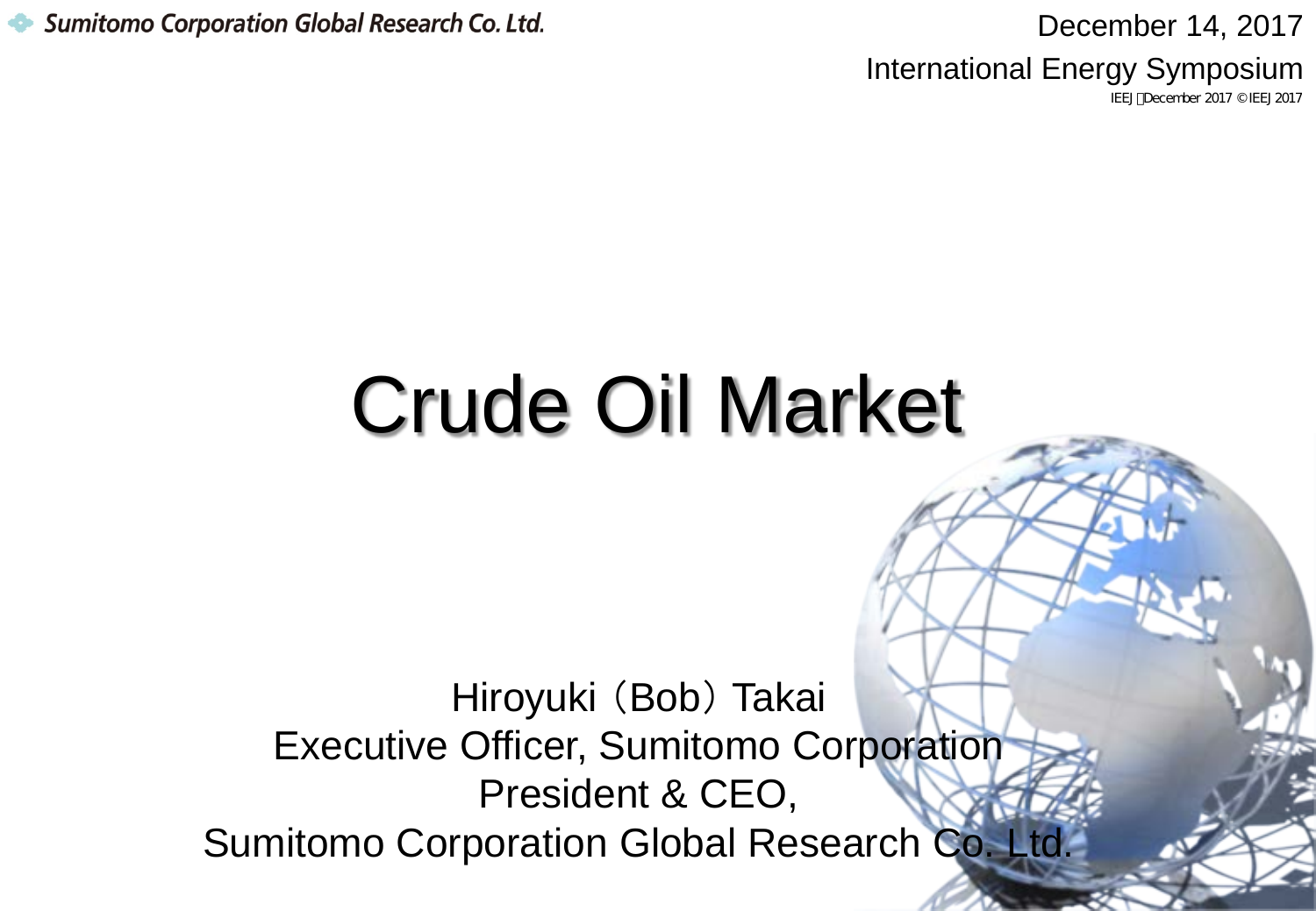Sumitomo Corporation Global Research Co. Ltd.

December 14, 2017

International Energy Symposium

# Crude Oil Market

Hiroyuki（Bob）Takai

Executive Officer, Sumitomo Corporation

President & CEO,

Sumitomo Corporation Global Research Co. Ltd.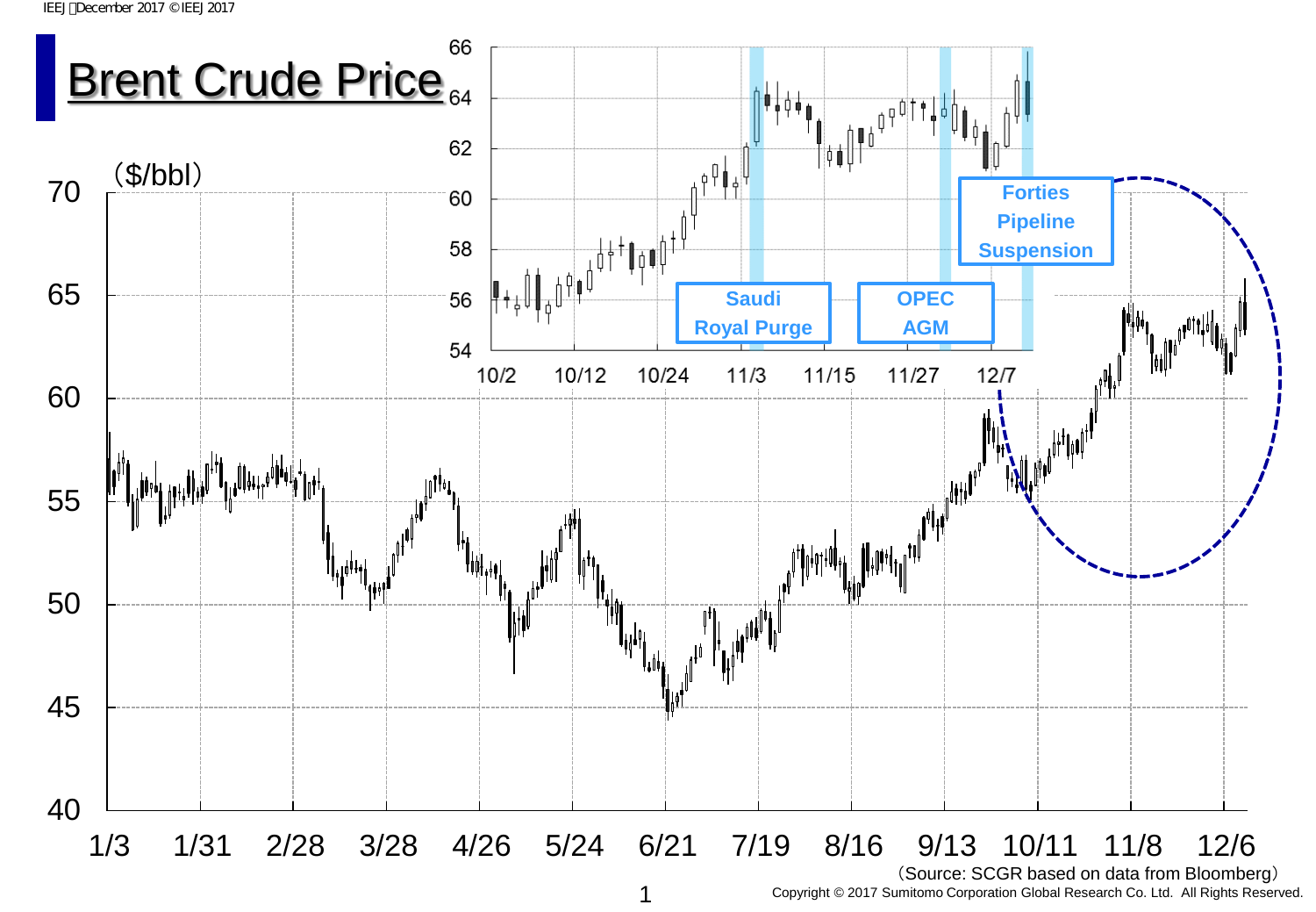# Brent Crude Price

($/bbl)

Saudi Royal Purge

OPEC AGM

Forties Pipeline Suspension

(Source: SCGR based on data from Bloomberg)

Copyright © 2017 Sumitomo Corporation Global Research Co. Ltd. All Rights Reserved.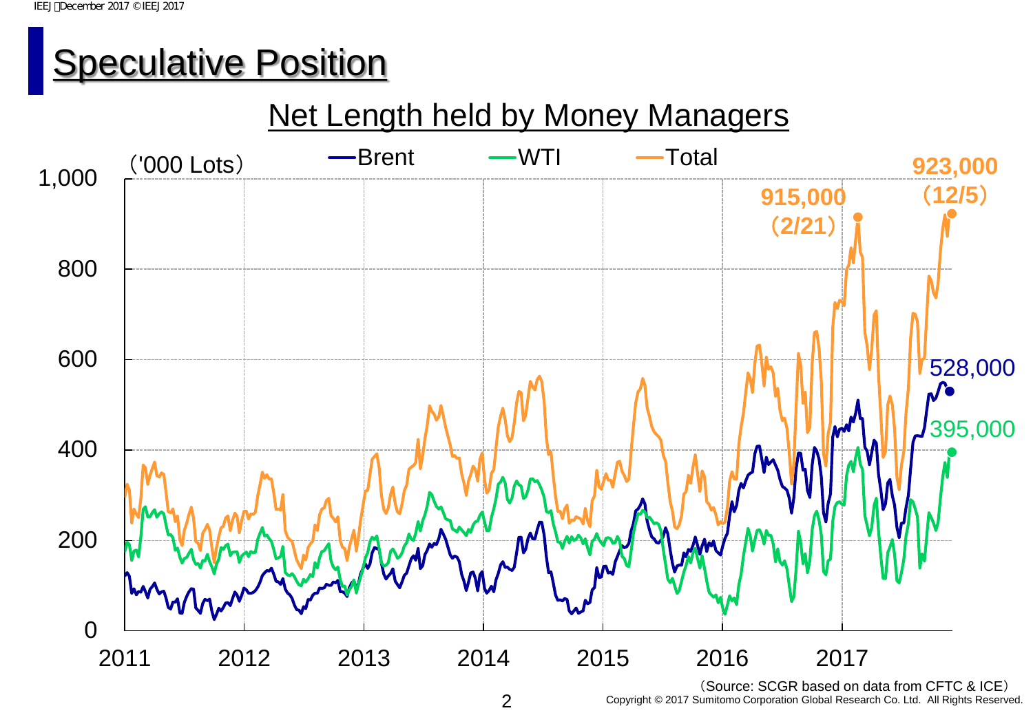# Speculative Position

## Net Length held by Money Managers

('000 Lots)

Legend: Brent, WTI, Total

- Total: 915,000 (2/21)
- Total: 923,000 (12/5)
- Brent: 528,000
- WTI: 395,000

(Source: SCGR based on data from CFTC & ICE)

Copyright © 2017 Sumitomo Corporation Global Research Co. Ltd. All Rights Reserved.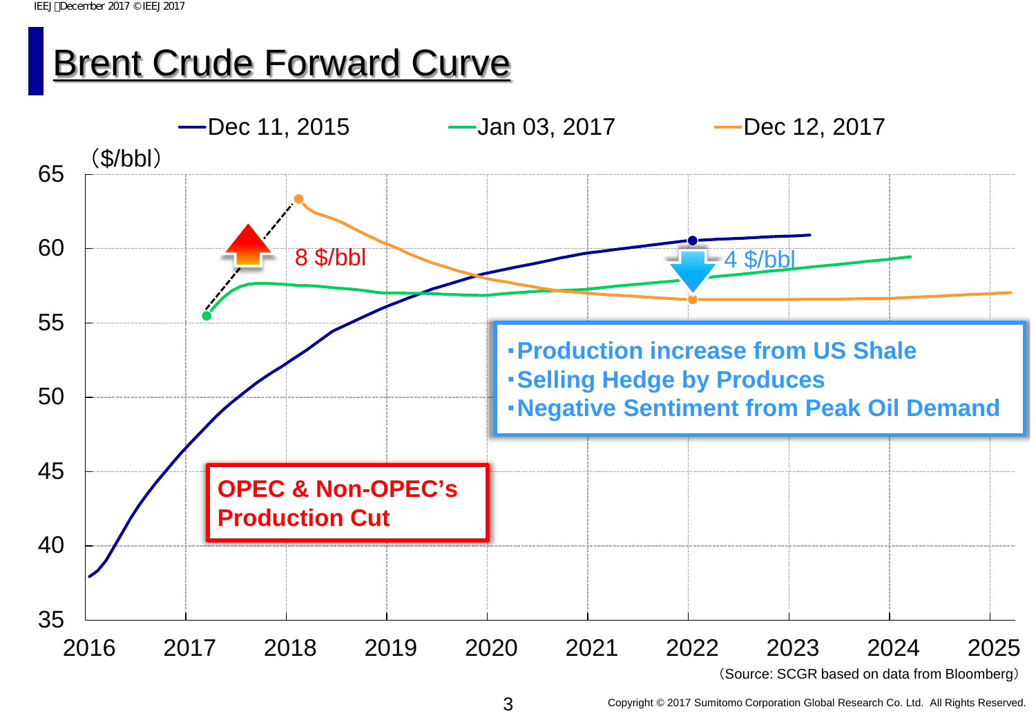# Brent Crude Forward Curve

($/bbl)

Legend: Dec 11, 2015 — Jan 03, 2017 — Dec 12, 2017

Y-axis: 35, 40, 45, 50, 55, 60, 65

X-axis: 2016, 2017, 2018, 2019, 2020, 2021, 2022, 2023, 2024, 2025

8 $/bbl

4 $/bbl

- Production increase from US Shale
- Selling Hedge by Produces
- Negative Sentiment from Peak Oil Demand

**OPEC & Non-OPEC's Production Cut**

(Source: SCGR based on data from Bloomberg)

Copyright © 2017 Sumitomo Corporation Global Research Co. Ltd. All Rights Reserved.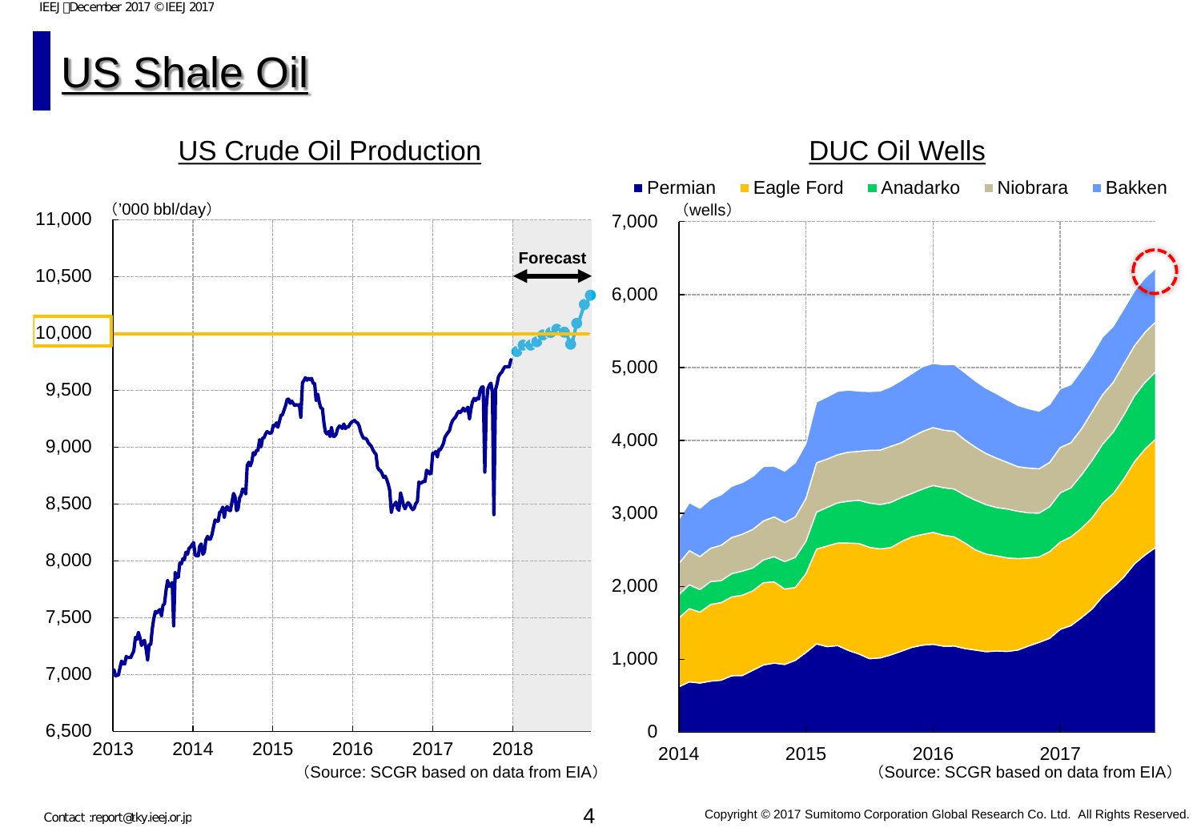# US Shale Oil

## US Crude Oil Production

('000 bbl/day)

11,000
10,500
10,000
9,500
9,000
8,500
8,000
7,500
7,000
6,500

2013 2014 2015 2016 2017 2018

Forecast

(Source: SCGR based on data from EIA)

## DUC Oil Wells

Permian Eagle Ford Anadarko Niobrara Bakken

(wells)

7,000
6,000
5,000
4,000
3,000
2,000
1,000
0

2014 2015 2016 2017

(Source: SCGR based on data from EIA)

Contact :report@tky.ieej.or.jp

Copyright © 2017 Sumitomo Corporation Global Research Co. Ltd. All Rights Reserved.